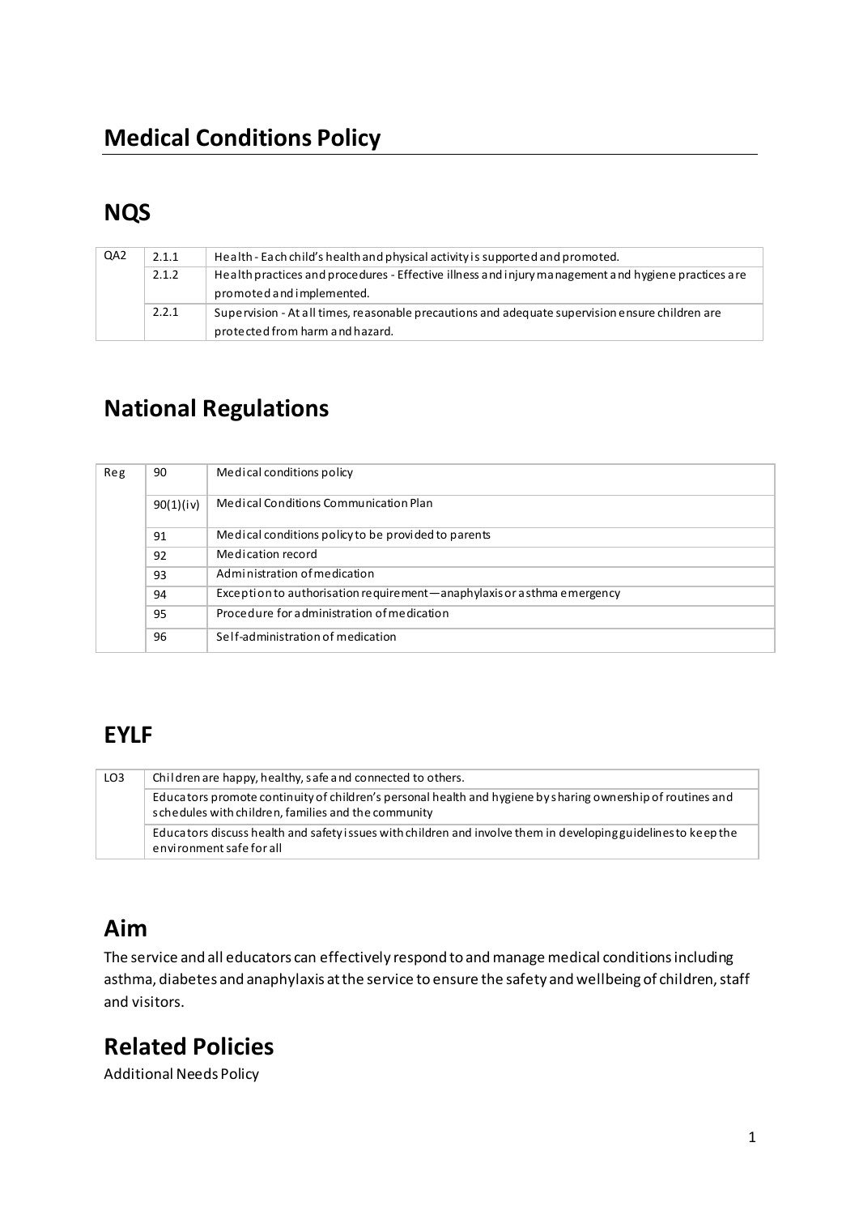# Medical Conditions Policy

## NQS

| | | |
|---|---|---|
| QA2 | 2.1.1 | Health - Each child's health and physical activity is supported and promoted. |
| | 2.1.2 | Health practices and procedures - Effective illness and injury management and hygiene practices are promoted and implemented. |
| | 2.2.1 | Supervision - At all times, reasonable precautions and adequate supervision ensure children are protected from harm and hazard. |

## National Regulations

| | | |
|---|---|---|
| Reg | 90 | Medical conditions policy |
| | 90(1)(iv) | Medical Conditions Communication Plan |
| | 91 | Medical conditions policy to be provided to parents |
| | 92 | Medication record |
| | 93 | Administration of medication |
| | 94 | Exception to authorisation requirement—anaphylaxis or asthma emergency |
| | 95 | Procedure for administration of medication |
| | 96 | Self-administration of medication |

## EYLF

| | |
|---|---|
| LO3 | Children are happy, healthy, safe and connected to others. |
| | Educators promote continuity of children's personal health and hygiene by sharing ownership of routines and schedules with children, families and the community |
| | Educators discuss health and safety issues with children and involve them in developing guidelines to keep the environment safe for all |

## Aim

The service and all educators can effectively respond to and manage medical conditions including asthma, diabetes and anaphylaxis at the service to ensure the safety and wellbeing of children, staff and visitors.

## Related Policies

Additional Needs Policy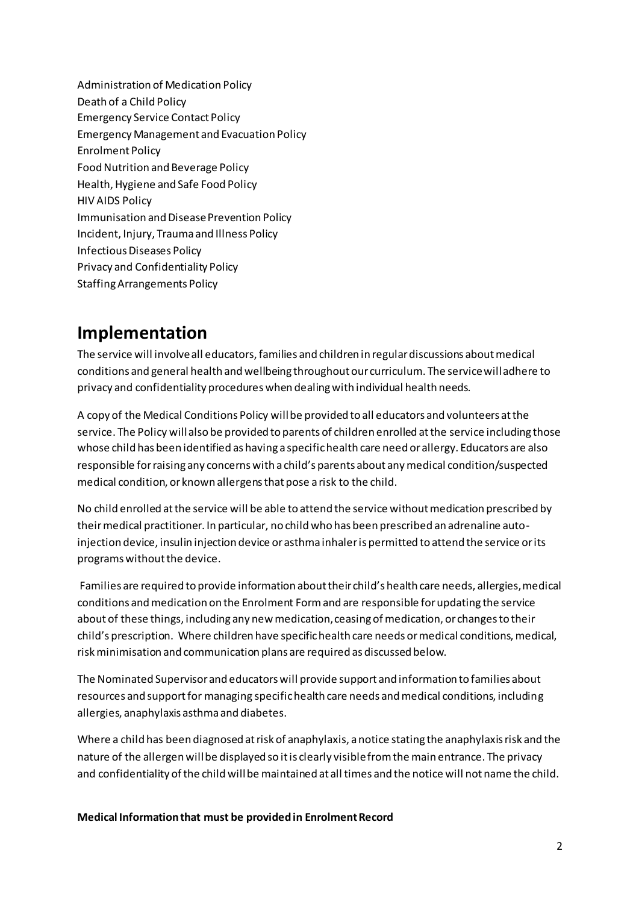Administration of Medication Policy
Death of a Child Policy
Emergency Service Contact Policy
Emergency Management and Evacuation Policy
Enrolment Policy
Food Nutrition and Beverage Policy
Health, Hygiene and Safe Food Policy
HIV AIDS Policy
Immunisation and Disease Prevention Policy
Incident, Injury, Trauma and Illness Policy
Infectious Diseases Policy
Privacy and Confidentiality Policy
Staffing Arrangements Policy

## Implementation

The service will involve all educators, families and children in regular discussions about medical conditions and general health and wellbeing throughout our curriculum. The service will adhere to privacy and confidentiality procedures when dealing with individual health needs.

A copy of the Medical Conditions Policy will be provided to all educators and volunteers at the service. The Policy will also be provided to parents of children enrolled at the service including those whose child has been identified as having a specific health care need or allergy. Educators are also responsible for raising any concerns with a child's parents about any medical condition/suspected medical condition, or known allergens that pose a risk to the child.

No child enrolled at the service will be able to attend the service without medication prescribed by their medical practitioner. In particular, no child who has been prescribed an adrenaline auto-injection device, insulin injection device or asthma inhaler is permitted to attend the service or its programs without the device.

Families are required to provide information about their child's health care needs, allergies, medical conditions and medication on the Enrolment Form and are responsible for updating the service about of these things, including any new medication, ceasing of medication, or changes to their child's prescription. Where children have specific health care needs or medical conditions, medical, risk minimisation and communication plans are required as discussed below.

The Nominated Supervisor and educators will provide support and information to families about resources and support for managing specific health care needs and medical conditions, including allergies, anaphylaxis asthma and diabetes.

Where a child has been diagnosed at risk of anaphylaxis, a notice stating the anaphylaxis risk and the nature of the allergen will be displayed so it is clearly visible from the main entrance. The privacy and confidentiality of the child will be maintained at all times and the notice will not name the child.

**Medical Information that must be provided in Enrolment Record**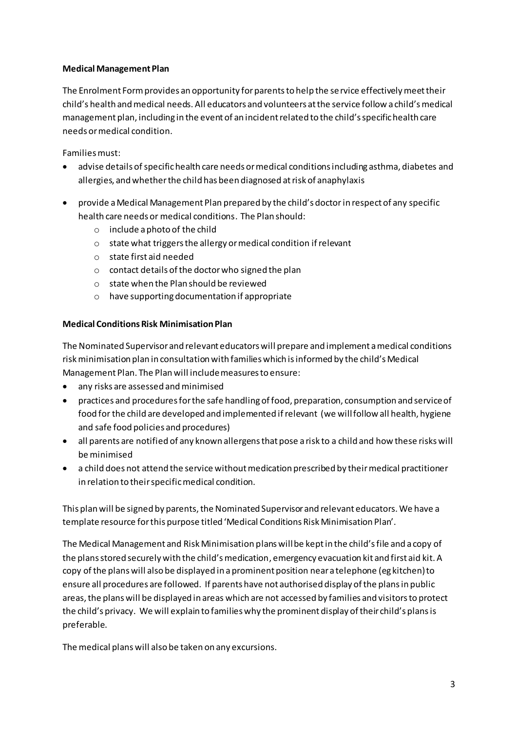**Medical Management Plan**

The Enrolment Form provides an opportunity for parents to help the service effectively meet their child's health and medical needs. All educators and volunteers at the service follow a child's medical management plan, including in the event of an incident related to the child's specific health care needs or medical condition.

Families must:

- advise details of specific health care needs or medical conditions including asthma, diabetes and allergies, and whether the child has been diagnosed at risk of anaphylaxis
- provide a Medical Management Plan prepared by the child's doctor in respect of any specific health care needs or medical conditions. The Plan should:
  - include a photo of the child
  - state what triggers the allergy or medical condition if relevant
  - state first aid needed
  - contact details of the doctor who signed the plan
  - state when the Plan should be reviewed
  - have supporting documentation if appropriate

**Medical Conditions Risk Minimisation Plan**

The Nominated Supervisor and relevant educators will prepare and implement a medical conditions risk minimisation plan in consultation with families which is informed by the child's Medical Management Plan. The Plan will include measures to ensure:

- any risks are assessed and minimised
- practices and procedures for the safe handling of food, preparation, consumption and service of food for the child are developed and implemented if relevant (we will follow all health, hygiene and safe food policies and procedures)
- all parents are notified of any known allergens that pose a risk to a child and how these risks will be minimised
- a child does not attend the service without medication prescribed by their medical practitioner in relation to their specific medical condition.

This plan will be signed by parents, the Nominated Supervisor and relevant educators. We have a template resource for this purpose titled 'Medical Conditions Risk Minimisation Plan'.

The Medical Management and Risk Minimisation plans will be kept in the child's file and a copy of the plans stored securely with the child's medication, emergency evacuation kit and first aid kit. A copy of the plans will also be displayed in a prominent position near a telephone (eg kitchen) to ensure all procedures are followed. If parents have not authorised display of the plans in public areas, the plans will be displayed in areas which are not accessed by families and visitors to protect the child's privacy. We will explain to families why the prominent display of their child's plans is preferable.

The medical plans will also be taken on any excursions.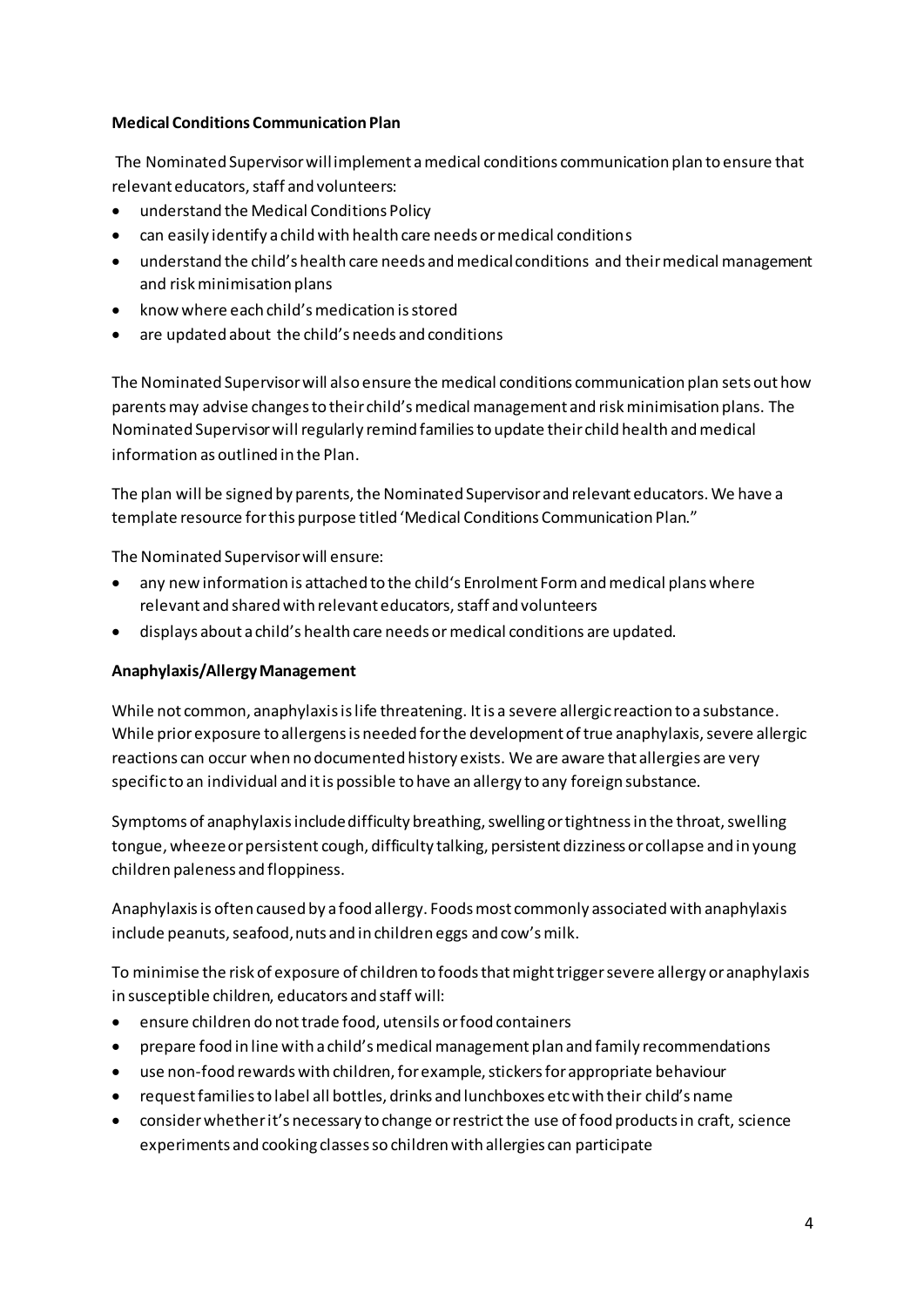**Medical Conditions Communication Plan**

The Nominated Supervisor will implement a medical conditions communication plan to ensure that relevant educators, staff and volunteers:

- understand the Medical Conditions Policy
- can easily identify a child with health care needs or medical conditions
- understand the child's health care needs and medical conditions and their medical management and risk minimisation plans
- know where each child's medication is stored
- are updated about the child's needs and conditions

The Nominated Supervisor will also ensure the medical conditions communication plan sets out how parents may advise changes to their child's medical management and risk minimisation plans. The Nominated Supervisor will regularly remind families to update their child health and medical information as outlined in the Plan.

The plan will be signed by parents, the Nominated Supervisor and relevant educators. We have a template resource for this purpose titled 'Medical Conditions Communication Plan."

The Nominated Supervisor will ensure:

- any new information is attached to the child's Enrolment Form and medical plans where relevant and shared with relevant educators, staff and volunteers
- displays about a child's health care needs or medical conditions are updated.

**Anaphylaxis/Allergy Management**

While not common, anaphylaxis is life threatening. It is a severe allergic reaction to a substance. While prior exposure to allergens is needed for the development of true anaphylaxis, severe allergic reactions can occur when no documented history exists. We are aware that allergies are very specific to an individual and it is possible to have an allergy to any foreign substance.

Symptoms of anaphylaxis include difficulty breathing, swelling or tightness in the throat, swelling tongue, wheeze or persistent cough, difficulty talking, persistent dizziness or collapse and in young children paleness and floppiness.

Anaphylaxis is often caused by a food allergy. Foods most commonly associated with anaphylaxis include peanuts, seafood, nuts and in children eggs and cow's milk.

To minimise the risk of exposure of children to foods that might trigger severe allergy or anaphylaxis in susceptible children, educators and staff will:

- ensure children do not trade food, utensils or food containers
- prepare food in line with a child's medical management plan and family recommendations
- use non-food rewards with children, for example, stickers for appropriate behaviour
- request families to label all bottles, drinks and lunchboxes etc with their child's name
- consider whether it's necessary to change or restrict the use of food products in craft, science experiments and cooking classes so children with allergies can participate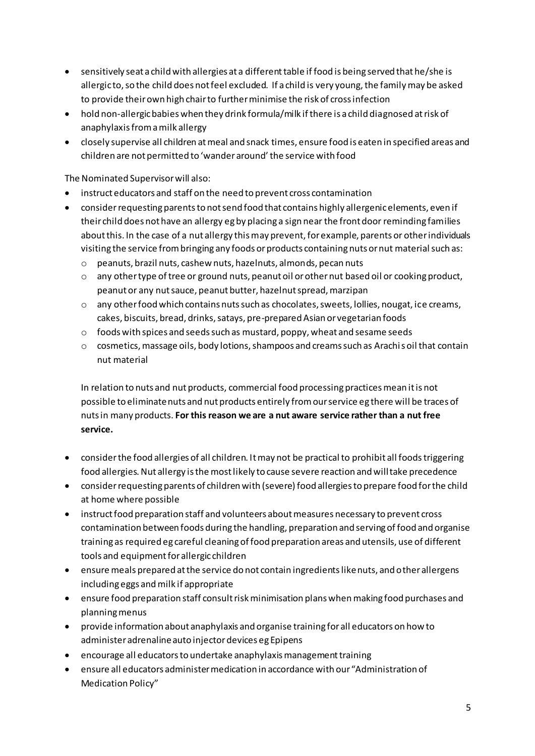- sensitively seat a child with allergies at a different table if food is being served that he/she is allergic to, so the child does not feel excluded. If a child is very young, the family may be asked to provide their own high chair to further minimise the risk of cross infection
- hold non-allergic babies when they drink formula/milk if there is a child diagnosed at risk of anaphylaxis from a milk allergy
- closely supervise all children at meal and snack times, ensure food is eaten in specified areas and children are not permitted to 'wander around' the service with food

The Nominated Supervisor will also:

- instruct educators and staff on the need to prevent cross contamination
- consider requesting parents to not send food that contains highly allergenic elements, even if their child does not have an allergy eg by placing a sign near the front door reminding families about this. In the case of a nut allergy this may prevent, for example, parents or other individuals visiting the service from bringing any foods or products containing nuts or nut material such as:
    - peanuts, brazil nuts, cashew nuts, hazelnuts, almonds, pecan nuts
    - any other type of tree or ground nuts, peanut oil or other nut based oil or cooking product, peanut or any nut sauce, peanut butter, hazelnut spread, marzipan
    - any other food which contains nuts such as chocolates, sweets, lollies, nougat, ice creams, cakes, biscuits, bread, drinks, satays, pre-prepared Asian or vegetarian foods
    - foods with spices and seeds such as mustard, poppy, wheat and sesame seeds
    - cosmetics, massage oils, body lotions, shampoos and creams such as Arachis oil that contain nut material

  In relation to nuts and nut products, commercial food processing practices mean it is not possible to eliminate nuts and nut products entirely from our service eg there will be traces of nuts in many products. **For this reason we are a nut aware service rather than a nut free service.**

- consider the food allergies of all children. It may not be practical to prohibit all foods triggering food allergies. Nut allergy is the most likely to cause severe reaction and will take precedence
- consider requesting parents of children with (severe) food allergies to prepare food for the child at home where possible
- instruct food preparation staff and volunteers about measures necessary to prevent cross contamination between foods during the handling, preparation and serving of food and organise training as required eg careful cleaning of food preparation areas and utensils, use of different tools and equipment for allergic children
- ensure meals prepared at the service do not contain ingredients like nuts, and other allergens including eggs and milk if appropriate
- ensure food preparation staff consult risk minimisation plans when making food purchases and planning menus
- provide information about anaphylaxis and organise training for all educators on how to administer adrenaline auto injector devices eg Epipens
- encourage all educators to undertake anaphylaxis management training
- ensure all educators administer medication in accordance with our "Administration of Medication Policy"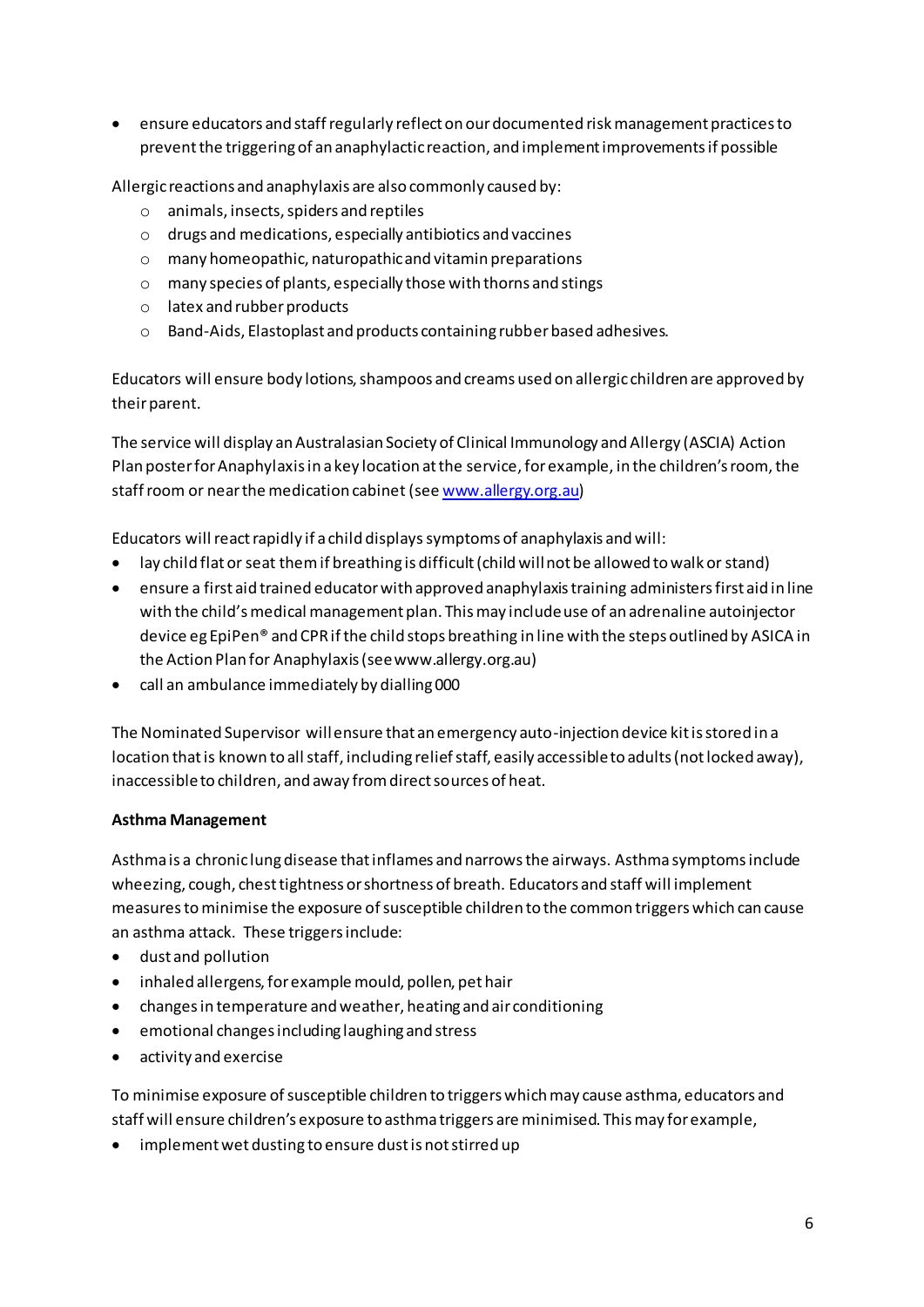- ensure educators and staff regularly reflect on our documented risk management practices to prevent the triggering of an anaphylactic reaction, and implement improvements if possible

Allergic reactions and anaphylaxis are also commonly caused by:

  - animals, insects, spiders and reptiles
  - drugs and medications, especially antibiotics and vaccines
  - many homeopathic, naturopathic and vitamin preparations
  - many species of plants, especially those with thorns and stings
  - latex and rubber products
  - Band-Aids, Elastoplast and products containing rubber based adhesives.

Educators will ensure body lotions, shampoos and creams used on allergic children are approved by their parent.

The service will display an Australasian Society of Clinical Immunology and Allergy (ASCIA) Action Plan poster for Anaphylaxis in a key location at the service, for example, in the children's room, the staff room or near the medication cabinet (see [www.allergy.org.au](http://www.allergy.org.au))

Educators will react rapidly if a child displays symptoms of anaphylaxis and will:

- lay child flat or seat them if breathing is difficult (child will not be allowed to walk or stand)
- ensure a first aid trained educator with approved anaphylaxis training administers first aid in line with the child's medical management plan. This may include use of an adrenaline autoinjector device eg EpiPen® and CPR if the child stops breathing in line with the steps outlined by ASICA in the Action Plan for Anaphylaxis (see www.allergy.org.au)
- call an ambulance immediately by dialling 000

The Nominated Supervisor will ensure that an emergency auto-injection device kit is stored in a location that is known to all staff, including relief staff, easily accessible to adults (not locked away), inaccessible to children, and away from direct sources of heat.

**Asthma Management**

Asthma is a chronic lung disease that inflames and narrows the airways. Asthma symptoms include wheezing, cough, chest tightness or shortness of breath. Educators and staff will implement measures to minimise the exposure of susceptible children to the common triggers which can cause an asthma attack. These triggers include:

- dust and pollution
- inhaled allergens, for example mould, pollen, pet hair
- changes in temperature and weather, heating and air conditioning
- emotional changes including laughing and stress
- activity and exercise

To minimise exposure of susceptible children to triggers which may cause asthma, educators and staff will ensure children's exposure to asthma triggers are minimised. This may for example,

- implement wet dusting to ensure dust is not stirred up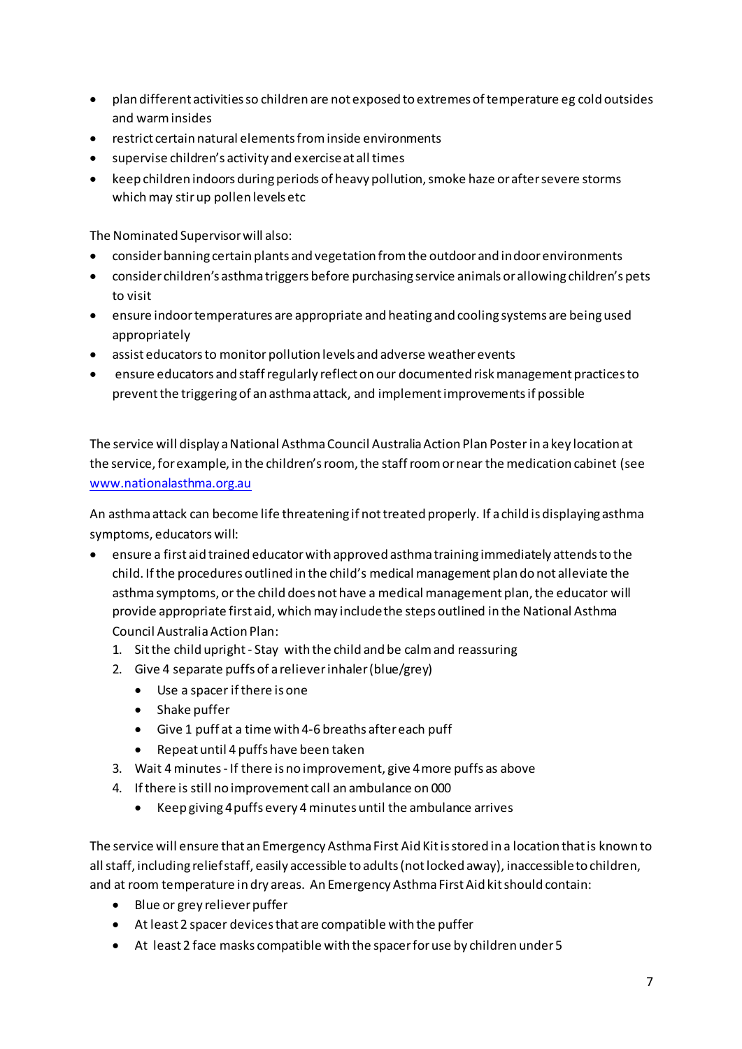- plan different activities so children are not exposed to extremes of temperature eg cold outsides and warm insides
- restrict certain natural elements from inside environments
- supervise children's activity and exercise at all times
- keep children indoors during periods of heavy pollution, smoke haze or after severe storms which may stir up pollen levels etc

The Nominated Supervisor will also:

- consider banning certain plants and vegetation from the outdoor and indoor environments
- consider children's asthma triggers before purchasing service animals or allowing children's pets to visit
- ensure indoor temperatures are appropriate and heating and cooling systems are being used appropriately
- assist educators to monitor pollution levels and adverse weather events
- ensure educators and staff regularly reflect on our documented risk management practices to prevent the triggering of an asthma attack, and implement improvements if possible

The service will display a National Asthma Council Australia Action Plan Poster in a key location at the service, for example, in the children's room, the staff room or near the medication cabinet (see [www.nationalasthma.org.au](http://www.nationalasthma.org.au)

An asthma attack can become life threatening if not treated properly. If a child is displaying asthma symptoms, educators will:

- ensure a first aid trained educator with approved asthma training immediately attends to the child. If the procedures outlined in the child's medical management plan do not alleviate the asthma symptoms, or the child does not have a medical management plan, the educator will provide appropriate first aid, which may include the steps outlined in the National Asthma Council Australia Action Plan:
  1. Sit the child upright - Stay with the child and be calm and reassuring
  2. Give 4 separate puffs of a reliever inhaler (blue/grey)
     - Use a spacer if there is one
     - Shake puffer
     - Give 1 puff at a time with 4-6 breaths after each puff
     - Repeat until 4 puffs have been taken
  3. Wait 4 minutes - If there is no improvement, give 4 more puffs as above
  4. If there is still no improvement call an ambulance on 000
     - Keep giving 4 puffs every 4 minutes until the ambulance arrives

The service will ensure that an Emergency Asthma First Aid Kit is stored in a location that is known to all staff, including relief staff, easily accessible to adults (not locked away), inaccessible to children, and at room temperature in dry areas. An Emergency Asthma First Aid kit should contain:

- Blue or grey reliever puffer
- At least 2 spacer devices that are compatible with the puffer
- At least 2 face masks compatible with the spacer for use by children under 5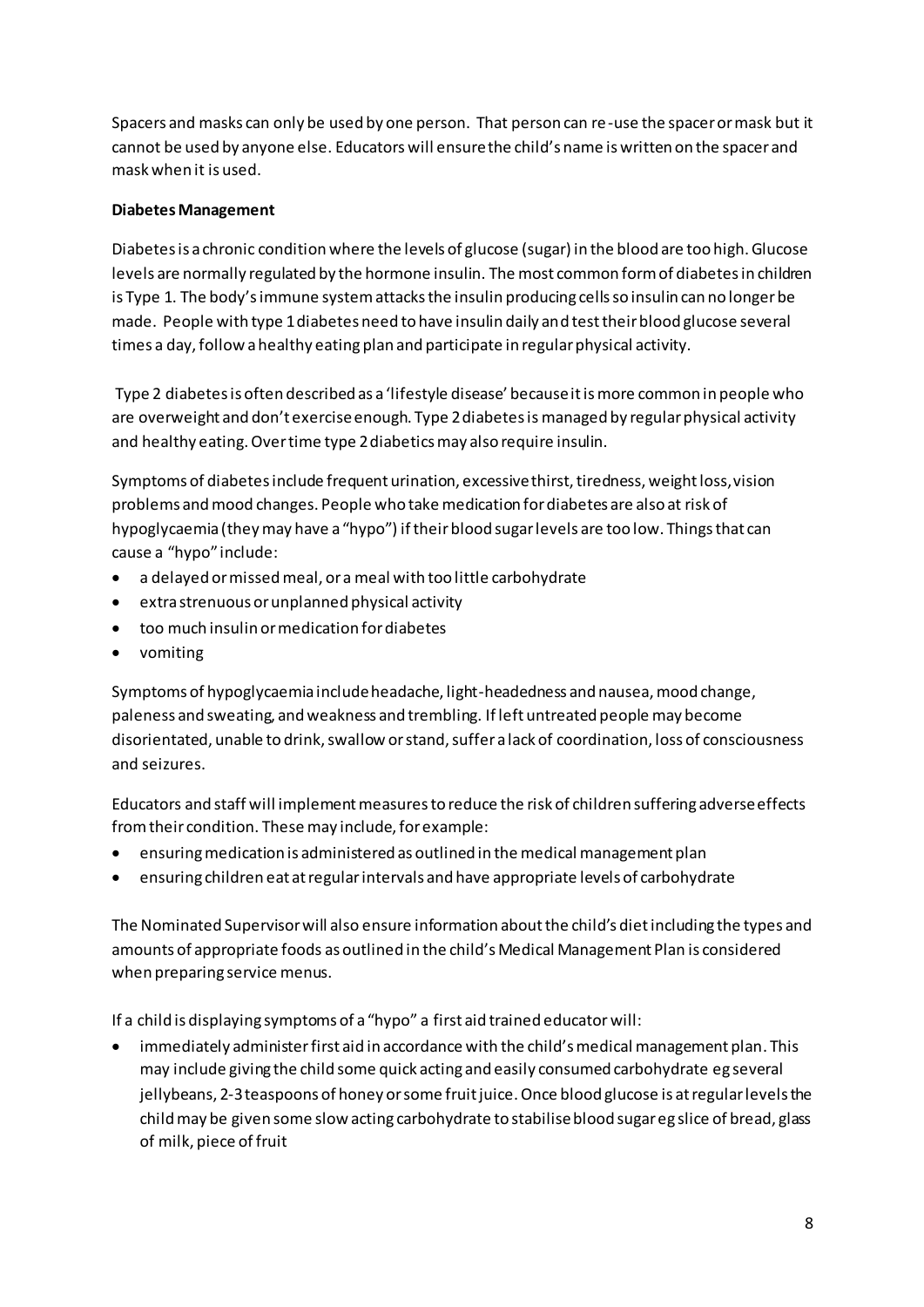Spacers and masks can only be used by one person. That person can re-use the spacer or mask but it cannot be used by anyone else. Educators will ensure the child's name is written on the spacer and mask when it is used.

**Diabetes Management**

Diabetes is a chronic condition where the levels of glucose (sugar) in the blood are too high. Glucose levels are normally regulated by the hormone insulin. The most common form of diabetes in children is Type 1. The body's immune system attacks the insulin producing cells so insulin can no longer be made. People with type 1 diabetes need to have insulin daily and test their blood glucose several times a day, follow a healthy eating plan and participate in regular physical activity.

Type 2 diabetes is often described as a 'lifestyle disease' because it is more common in people who are overweight and don't exercise enough. Type 2 diabetes is managed by regular physical activity and healthy eating. Over time type 2 diabetics may also require insulin.

Symptoms of diabetes include frequent urination, excessive thirst, tiredness, weight loss, vision problems and mood changes. People who take medication for diabetes are also at risk of hypoglycaemia (they may have a "hypo") if their blood sugar levels are too low. Things that can cause a "hypo" include:

- a delayed or missed meal, or a meal with too little carbohydrate
- extra strenuous or unplanned physical activity
- too much insulin or medication for diabetes
- vomiting

Symptoms of hypoglycaemia include headache, light-headedness and nausea, mood change, paleness and sweating, and weakness and trembling. If left untreated people may become disorientated, unable to drink, swallow or stand, suffer a lack of coordination, loss of consciousness and seizures.

Educators and staff will implement measures to reduce the risk of children suffering adverse effects from their condition. These may include, for example:

- ensuring medication is administered as outlined in the medical management plan
- ensuring children eat at regular intervals and have appropriate levels of carbohydrate

The Nominated Supervisor will also ensure information about the child's diet including the types and amounts of appropriate foods as outlined in the child's Medical Management Plan is considered when preparing service menus.

If a child is displaying symptoms of a "hypo" a first aid trained educator will:

- immediately administer first aid in accordance with the child's medical management plan. This may include giving the child some quick acting and easily consumed carbohydrate eg several jellybeans, 2-3 teaspoons of honey or some fruit juice. Once blood glucose is at regular levels the child may be given some slow acting carbohydrate to stabilise blood sugar eg slice of bread, glass of milk, piece of fruit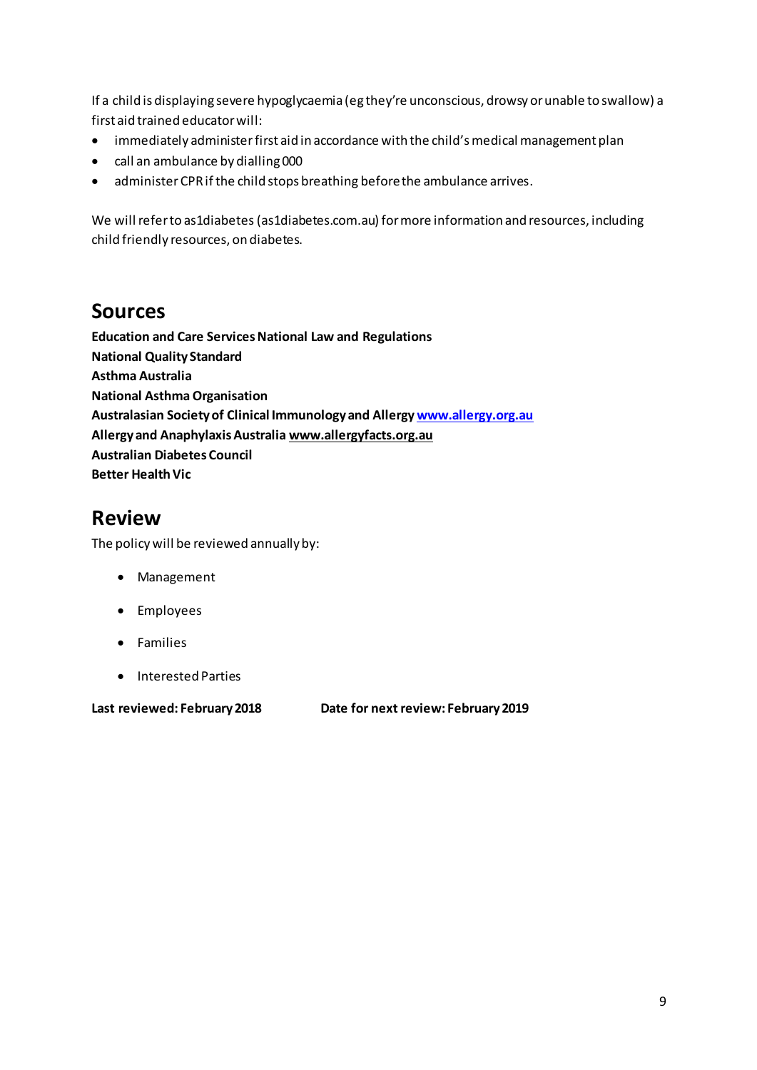If a child is displaying severe hypoglycaemia (eg they're unconscious, drowsy or unable to swallow) a first aid trained educator will:

- immediately administer first aid in accordance with the child's medical management plan
- call an ambulance by dialling 000
- administer CPR if the child stops breathing before the ambulance arrives.

We will refer to as1diabetes (as1diabetes.com.au) for more information and resources, including child friendly resources, on diabetes.

## Sources

**Education and Care Services National Law and Regulations**
**National Quality Standard**
**Asthma Australia**
**National Asthma Organisation**
**Australasian Society of Clinical Immunology and Allergy www.allergy.org.au**
**Allergy and Anaphylaxis Australia www.allergyfacts.org.au**
**Australian Diabetes Council**
**Better Health Vic**

## Review

The policy will be reviewed annually by:

- Management
- Employees
- Families
- Interested Parties

**Last reviewed: February 2018** **Date for next review: February 2019**